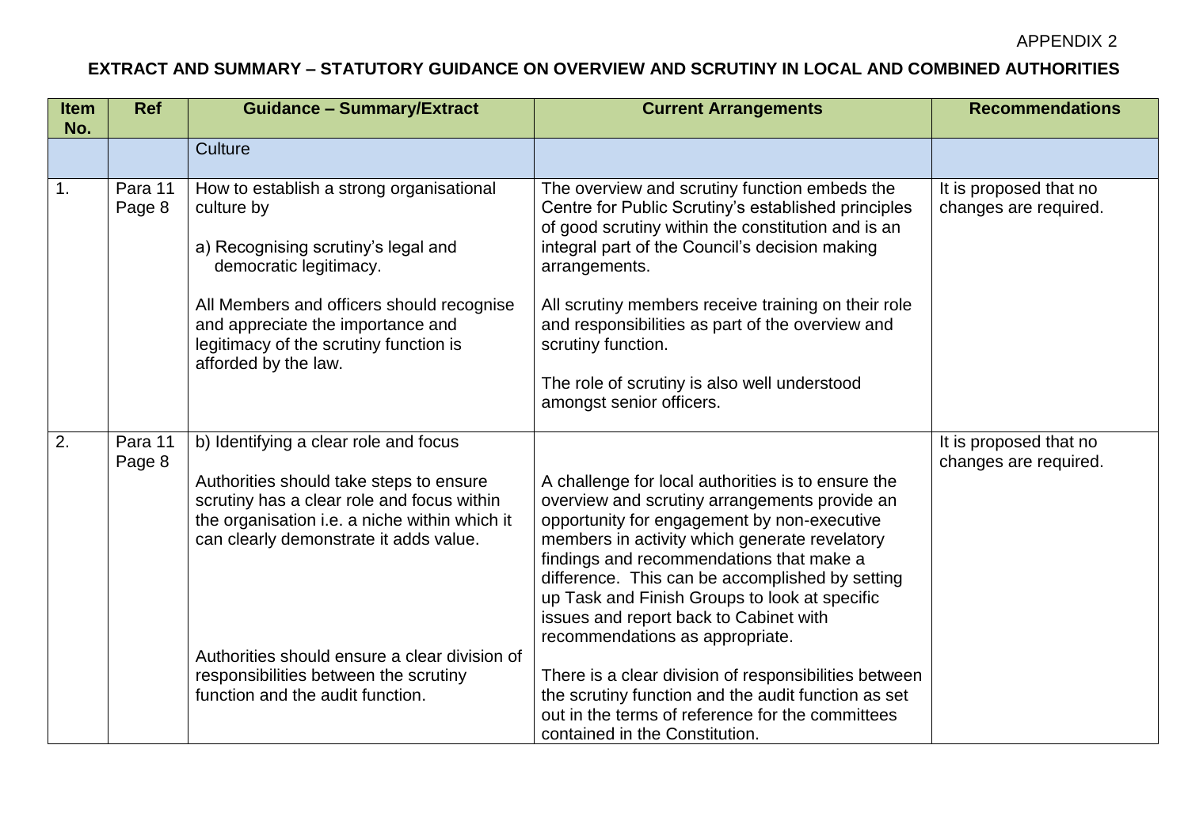APPENDIX 2

**EXTRACT AND SUMMARY – STATUTORY GUIDANCE ON OVERVIEW AND SCRUTINY IN LOCAL AND COMBINED AUTHORITIES**

| Item No. | Ref | Guidance – Summary/Extract | Current Arrangements | Recommendations |
|---|---|---|---|---|
| | | Culture | | |
| 1. | Para 11 Page 8 | How to establish a strong organisational culture by<br><br>a) Recognising scrutiny's legal and democratic legitimacy.<br><br>All Members and officers should recognise and appreciate the importance and legitimacy of the scrutiny function is afforded by the law. | The overview and scrutiny function embeds the Centre for Public Scrutiny's established principles of good scrutiny within the constitution and is an integral part of the Council's decision making arrangements.<br><br>All scrutiny members receive training on their role and responsibilities as part of the overview and scrutiny function.<br><br>The role of scrutiny is also well understood amongst senior officers. | It is proposed that no changes are required. |
| 2. | Para 11 Page 8 | b) Identifying a clear role and focus<br><br>Authorities should take steps to ensure scrutiny has a clear role and focus within the organisation i.e. a niche within which it can clearly demonstrate it adds value.<br><br>Authorities should ensure a clear division of responsibilities between the scrutiny function and the audit function. | A challenge for local authorities is to ensure the overview and scrutiny arrangements provide an opportunity for engagement by non-executive members in activity which generate revelatory findings and recommendations that make a difference. This can be accomplished by setting up Task and Finish Groups to look at specific issues and report back to Cabinet with recommendations as appropriate.<br><br>There is a clear division of responsibilities between the scrutiny function and the audit function as set out in the terms of reference for the committees contained in the Constitution. | It is proposed that no changes are required. |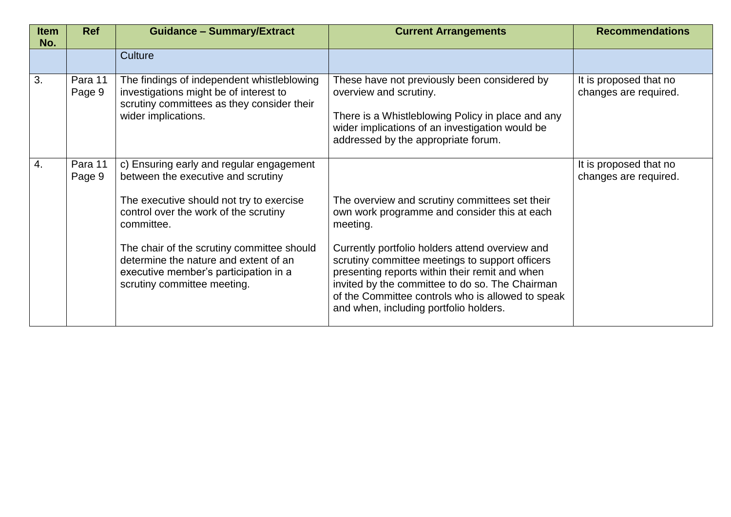| Item No. | Ref | Guidance – Summary/Extract | Current Arrangements | Recommendations |
|---|---|---|---|---|
| | | Culture | | |
| 3. | Para 11 Page 9 | The findings of independent whistleblowing investigations might be of interest to scrutiny committees as they consider their wider implications. | These have not previously been considered by overview and scrutiny.<br><br>There is a Whistleblowing Policy in place and any wider implications of an investigation would be addressed by the appropriate forum. | It is proposed that no changes are required. |
| 4. | Para 11 Page 9 | c) Ensuring early and regular engagement between the executive and scrutiny<br><br>The executive should not try to exercise control over the work of the scrutiny committee.<br><br>The chair of the scrutiny committee should determine the nature and extent of an executive member's participation in a scrutiny committee meeting. | The overview and scrutiny committees set their own work programme and consider this at each meeting.<br><br>Currently portfolio holders attend overview and scrutiny committee meetings to support officers presenting reports within their remit and when invited by the committee to do so. The Chairman of the Committee controls who is allowed to speak and when, including portfolio holders. | It is proposed that no changes are required. |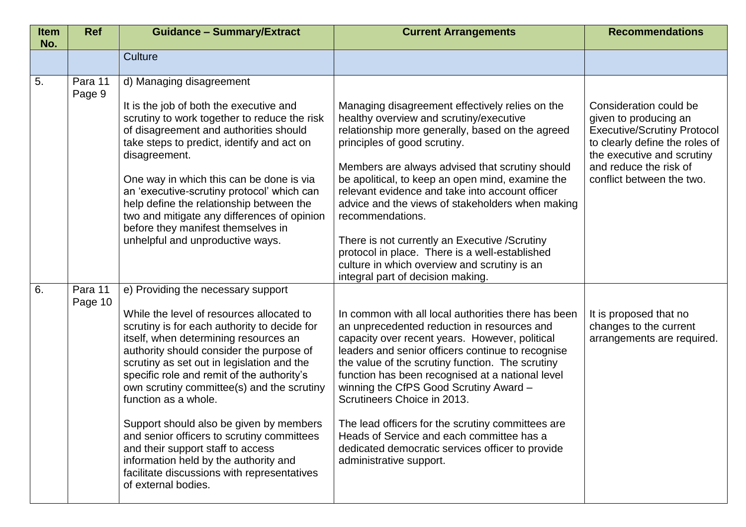| Item No. | Ref | Guidance – Summary/Extract | Current Arrangements | Recommendations |
|---|---|---|---|---|
| | | Culture | | |
| 5. | Para 11 Page 9 | d) Managing disagreement<br><br>It is the job of both the executive and scrutiny to work together to reduce the risk of disagreement and authorities should take steps to predict, identify and act on disagreement.<br><br>One way in which this can be done is via an 'executive-scrutiny protocol' which can help define the relationship between the two and mitigate any differences of opinion before they manifest themselves in unhelpful and unproductive ways. | Managing disagreement effectively relies on the healthy overview and scrutiny/executive relationship more generally, based on the agreed principles of good scrutiny.<br><br>Members are always advised that scrutiny should be apolitical, to keep an open mind, examine the relevant evidence and take into account officer advice and the views of stakeholders when making recommendations.<br><br>There is not currently an Executive /Scrutiny protocol in place. There is a well-established culture in which overview and scrutiny is an integral part of decision making. | Consideration could be given to producing an Executive/Scrutiny Protocol to clearly define the roles of the executive and scrutiny and reduce the risk of conflict between the two. |
| 6. | Para 11 Page 10 | e) Providing the necessary support<br><br>While the level of resources allocated to scrutiny is for each authority to decide for itself, when determining resources an authority should consider the purpose of scrutiny as set out in legislation and the specific role and remit of the authority's own scrutiny committee(s) and the scrutiny function as a whole.<br><br>Support should also be given by members and senior officers to scrutiny committees and their support staff to access information held by the authority and facilitate discussions with representatives of external bodies. | In common with all local authorities there has been an unprecedented reduction in resources and capacity over recent years. However, political leaders and senior officers continue to recognise the value of the scrutiny function. The scrutiny function has been recognised at a national level winning the CfPS Good Scrutiny Award – Scrutineers Choice in 2013.<br><br>The lead officers for the scrutiny committees are Heads of Service and each committee has a dedicated democratic services officer to provide administrative support. | It is proposed that no changes to the current arrangements are required. |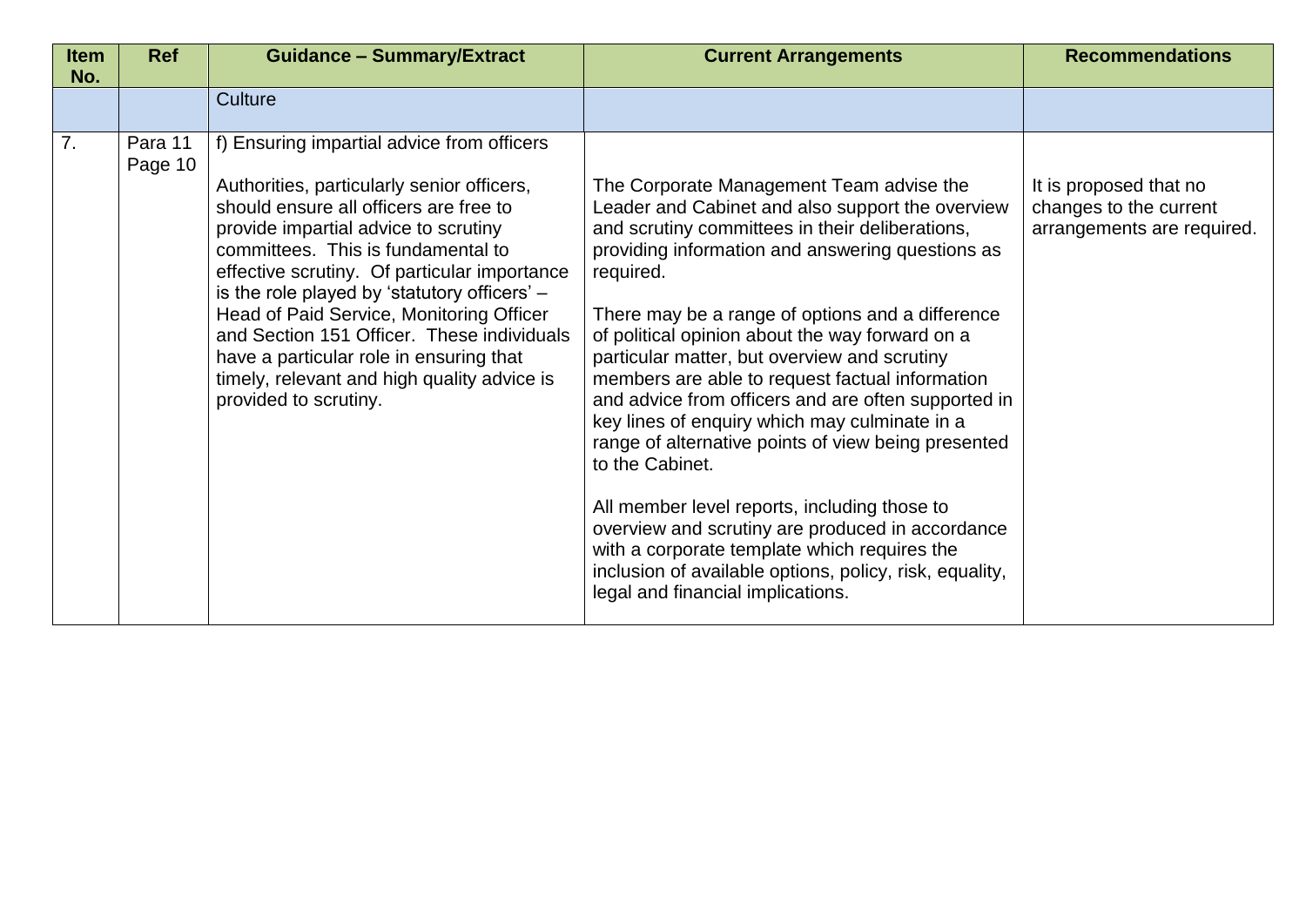| Item No. | Ref | Guidance – Summary/Extract | Current Arrangements | Recommendations |
|---|---|---|---|---|
| | | Culture | | |
| 7. | Para 11 Page 10 | f) Ensuring impartial advice from officers<br><br>Authorities, particularly senior officers, should ensure all officers are free to provide impartial advice to scrutiny committees. This is fundamental to effective scrutiny. Of particular importance is the role played by 'statutory officers' – Head of Paid Service, Monitoring Officer and Section 151 Officer. These individuals have a particular role in ensuring that timely, relevant and high quality advice is provided to scrutiny. | The Corporate Management Team advise the Leader and Cabinet and also support the overview and scrutiny committees in their deliberations, providing information and answering questions as required.<br><br>There may be a range of options and a difference of political opinion about the way forward on a particular matter, but overview and scrutiny members are able to request factual information and advice from officers and are often supported in key lines of enquiry which may culminate in a range of alternative points of view being presented to the Cabinet.<br><br>All member level reports, including those to overview and scrutiny are produced in accordance with a corporate template which requires the inclusion of available options, policy, risk, equality, legal and financial implications. | It is proposed that no changes to the current arrangements are required. |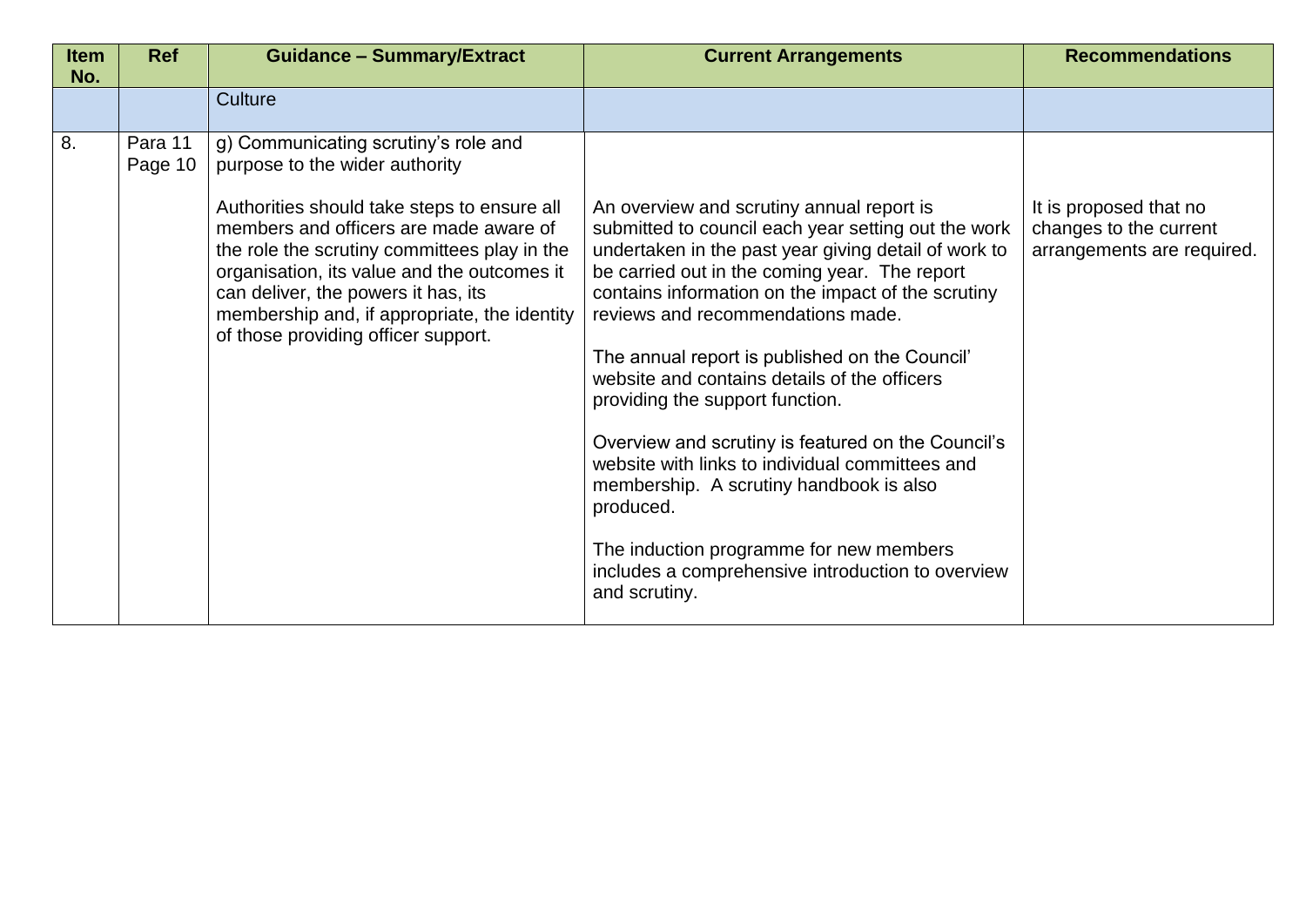| Item No. | Ref | Guidance – Summary/Extract | Current Arrangements | Recommendations |
|---|---|---|---|---|
| | | Culture | | |
| 8. | Para 11 Page 10 | g) Communicating scrutiny's role and purpose to the wider authority<br><br>Authorities should take steps to ensure all members and officers are made aware of the role the scrutiny committees play in the organisation, its value and the outcomes it can deliver, the powers it has, its membership and, if appropriate, the identity of those providing officer support. | An overview and scrutiny annual report is submitted to council each year setting out the work undertaken in the past year giving detail of work to be carried out in the coming year. The report contains information on the impact of the scrutiny reviews and recommendations made.<br><br>The annual report is published on the Council' website and contains details of the officers providing the support function.<br><br>Overview and scrutiny is featured on the Council's website with links to individual committees and membership. A scrutiny handbook is also produced.<br><br>The induction programme for new members includes a comprehensive introduction to overview and scrutiny. | It is proposed that no changes to the current arrangements are required. |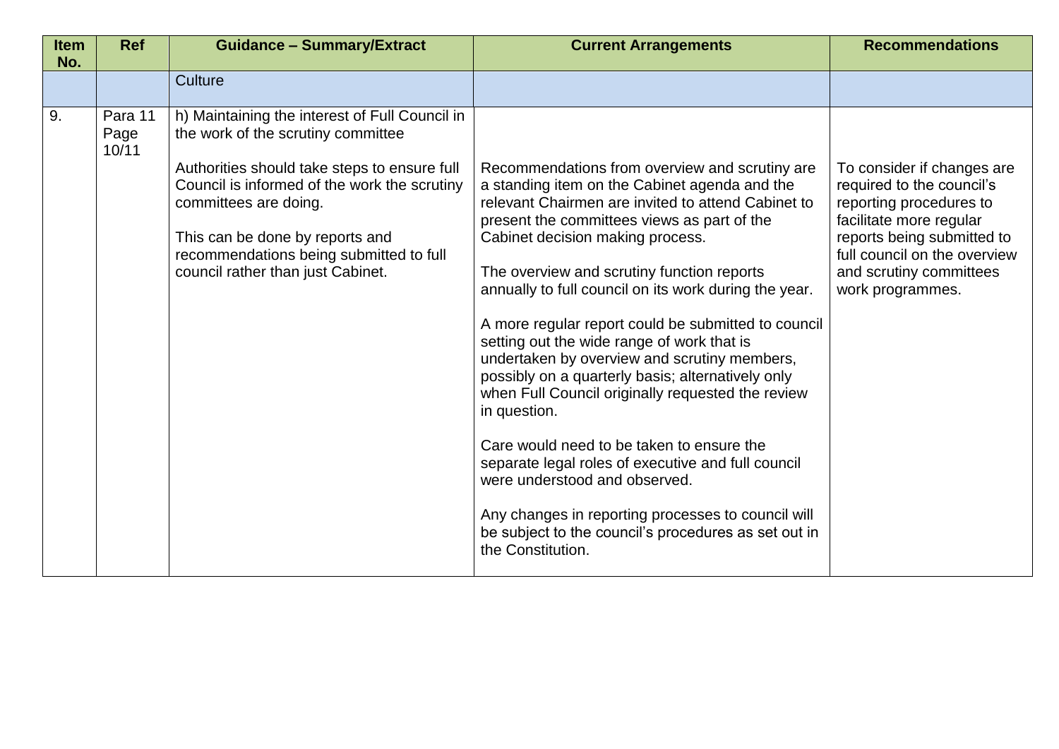| Item No. | Ref | Guidance – Summary/Extract | Current Arrangements | Recommendations |
|---|---|---|---|---|
| | | Culture | | |
| 9. | Para 11 Page 10/11 | h) Maintaining the interest of Full Council in the work of the scrutiny committee<br><br>Authorities should take steps to ensure full Council is informed of the work the scrutiny committees are doing.<br><br>This can be done by reports and recommendations being submitted to full council rather than just Cabinet. | Recommendations from overview and scrutiny are a standing item on the Cabinet agenda and the relevant Chairmen are invited to attend Cabinet to present the committees views as part of the Cabinet decision making process.<br><br>The overview and scrutiny function reports annually to full council on its work during the year.<br><br>A more regular report could be submitted to council setting out the wide range of work that is undertaken by overview and scrutiny members, possibly on a quarterly basis; alternatively only when Full Council originally requested the review in question.<br><br>Care would need to be taken to ensure the separate legal roles of executive and full council were understood and observed.<br><br>Any changes in reporting processes to council will be subject to the council's procedures as set out in the Constitution. | To consider if changes are required to the council's reporting procedures to facilitate more regular reports being submitted to full council on the overview and scrutiny committees work programmes. |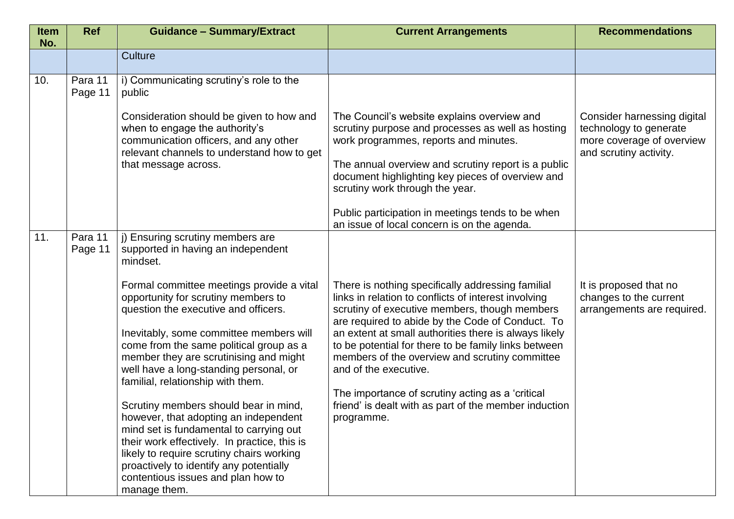| Item No. | Ref | Guidance – Summary/Extract | Current Arrangements | Recommendations |
|---|---|---|---|---|
| | | Culture | | |
| 10. | Para 11 Page 11 | i) Communicating scrutiny's role to the public<br><br>Consideration should be given to how and when to engage the authority's communication officers, and any other relevant channels to understand how to get that message across. | The Council's website explains overview and scrutiny purpose and processes as well as hosting work programmes, reports and minutes.<br><br>The annual overview and scrutiny report is a public document highlighting key pieces of overview and scrutiny work through the year.<br><br>Public participation in meetings tends to be when an issue of local concern is on the agenda. | Consider harnessing digital technology to generate more coverage of overview and scrutiny activity. |
| 11. | Para 11 Page 11 | j) Ensuring scrutiny members are supported in having an independent mindset.<br><br>Formal committee meetings provide a vital opportunity for scrutiny members to question the executive and officers.<br><br>Inevitably, some committee members will come from the same political group as a member they are scrutinising and might well have a long-standing personal, or familial, relationship with them.<br><br>Scrutiny members should bear in mind, however, that adopting an independent mind set is fundamental to carrying out their work effectively. In practice, this is likely to require scrutiny chairs working proactively to identify any potentially contentious issues and plan how to manage them. | There is nothing specifically addressing familial links in relation to conflicts of interest involving scrutiny of executive members, though members are required to abide by the Code of Conduct. To an extent at small authorities there is always likely to be potential for there to be family links between members of the overview and scrutiny committee and of the executive.<br><br>The importance of scrutiny acting as a 'critical friend' is dealt with as part of the member induction programme. | It is proposed that no changes to the current arrangements are required. |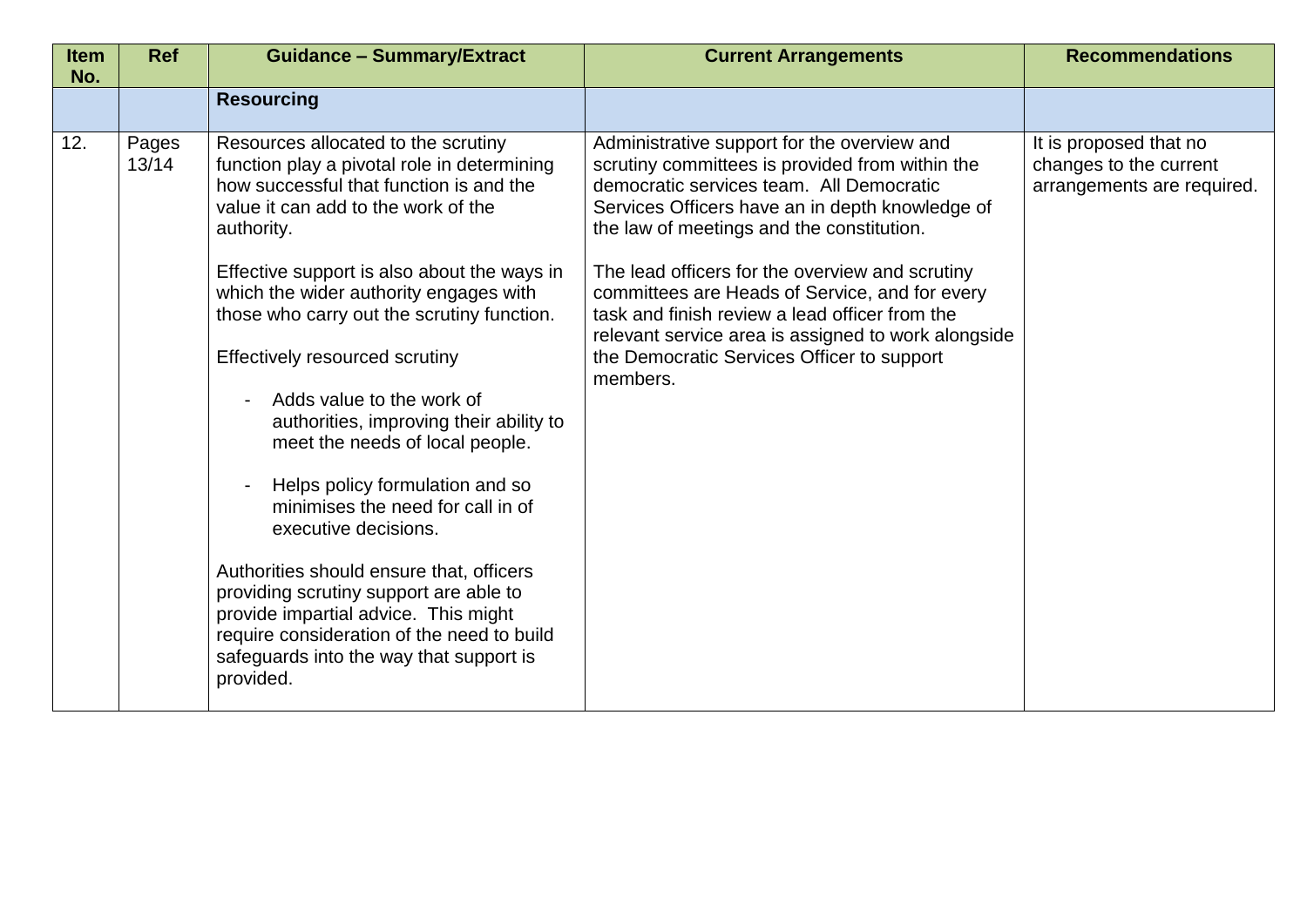| Item No. | Ref | Guidance – Summary/Extract | Current Arrangements | Recommendations |
|---|---|---|---|---|
| | | **Resourcing** | | |
| 12. | Pages 13/14 | Resources allocated to the scrutiny function play a pivotal role in determining how successful that function is and the value it can add to the work of the authority.<br><br>Effective support is also about the ways in which the wider authority engages with those who carry out the scrutiny function.<br><br>Effectively resourced scrutiny<br><br>- Adds value to the work of authorities, improving their ability to meet the needs of local people.<br><br>- Helps policy formulation and so minimises the need for call in of executive decisions.<br><br>Authorities should ensure that, officers providing scrutiny support are able to provide impartial advice. This might require consideration of the need to build safeguards into the way that support is provided. | Administrative support for the overview and scrutiny committees is provided from within the democratic services team. All Democratic Services Officers have an in depth knowledge of the law of meetings and the constitution.<br><br>The lead officers for the overview and scrutiny committees are Heads of Service, and for every task and finish review a lead officer from the relevant service area is assigned to work alongside the Democratic Services Officer to support members. | It is proposed that no changes to the current arrangements are required. |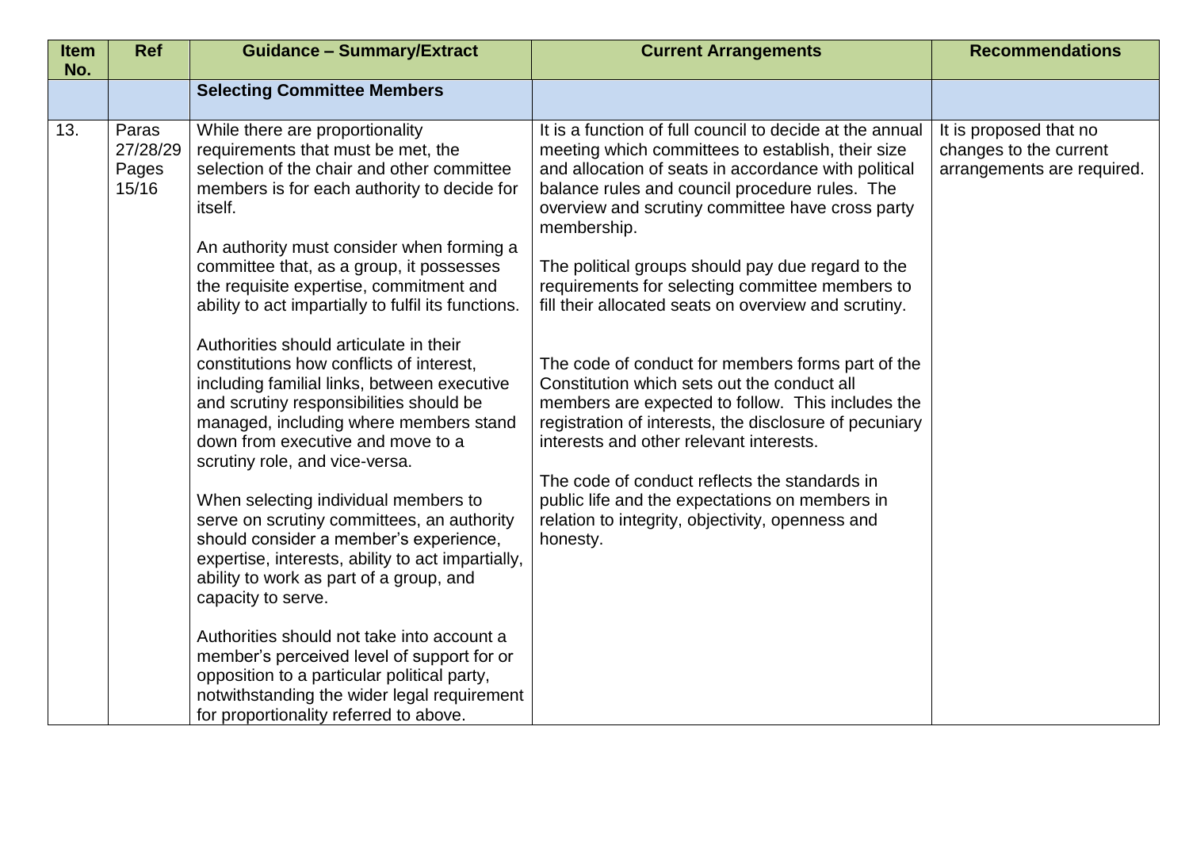| Item No. | Ref | Guidance – Summary/Extract | Current Arrangements | Recommendations |
|---|---|---|---|---|
| | | **Selecting Committee Members** | | |
| 13. | Paras 27/28/29 Pages 15/16 | While there are proportionality requirements that must be met, the selection of the chair and other committee members is for each authority to decide for itself.<br><br>An authority must consider when forming a committee that, as a group, it possesses the requisite expertise, commitment and ability to act impartially to fulfil its functions.<br><br>Authorities should articulate in their constitutions how conflicts of interest, including familial links, between executive and scrutiny responsibilities should be managed, including where members stand down from executive and move to a scrutiny role, and vice-versa.<br><br>When selecting individual members to serve on scrutiny committees, an authority should consider a member's experience, expertise, interests, ability to act impartially, ability to work as part of a group, and capacity to serve.<br><br>Authorities should not take into account a member's perceived level of support for or opposition to a particular political party, notwithstanding the wider legal requirement for proportionality referred to above. | It is a function of full council to decide at the annual meeting which committees to establish, their size and allocation of seats in accordance with political balance rules and council procedure rules. The overview and scrutiny committee have cross party membership.<br><br>The political groups should pay due regard to the requirements for selecting committee members to fill their allocated seats on overview and scrutiny.<br><br>The code of conduct for members forms part of the Constitution which sets out the conduct all members are expected to follow. This includes the registration of interests, the disclosure of pecuniary interests and other relevant interests.<br><br>The code of conduct reflects the standards in public life and the expectations on members in relation to integrity, objectivity, openness and honesty. | It is proposed that no changes to the current arrangements are required. |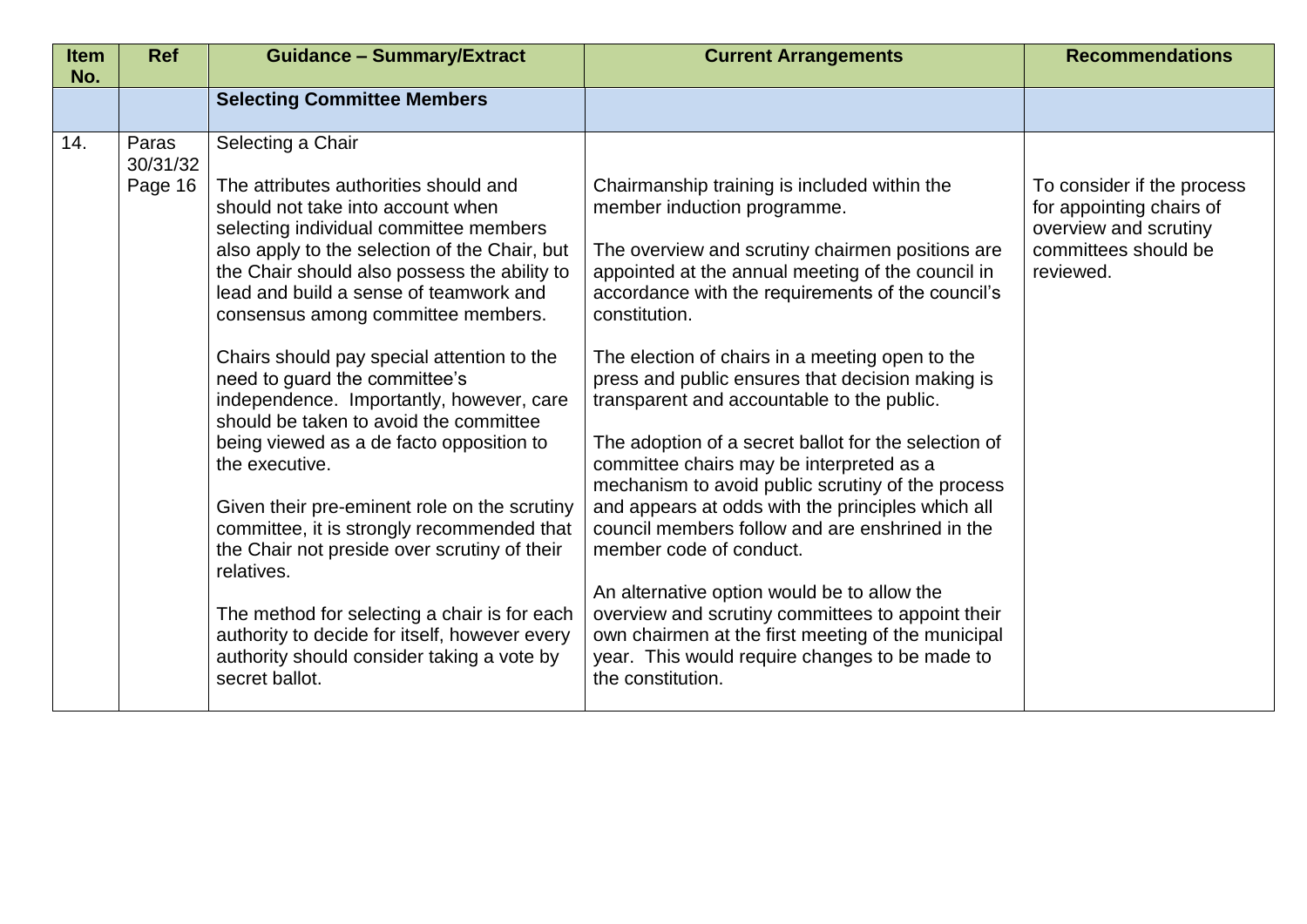| Item No. | Ref | Guidance – Summary/Extract | Current Arrangements | Recommendations |
|---|---|---|---|---|
| | | **Selecting Committee Members** | | |
| 14. | Paras 30/31/32 Page 16 | Selecting a Chair<br><br>The attributes authorities should and should not take into account when selecting individual committee members also apply to the selection of the Chair, but the Chair should also possess the ability to lead and build a sense of teamwork and consensus among committee members.<br><br>Chairs should pay special attention to the need to guard the committee's independence. Importantly, however, care should be taken to avoid the committee being viewed as a de facto opposition to the executive.<br><br>Given their pre-eminent role on the scrutiny committee, it is strongly recommended that the Chair not preside over scrutiny of their relatives.<br><br>The method for selecting a chair is for each authority to decide for itself, however every authority should consider taking a vote by secret ballot. | Chairmanship training is included within the member induction programme.<br><br>The overview and scrutiny chairmen positions are appointed at the annual meeting of the council in accordance with the requirements of the council's constitution.<br><br>The election of chairs in a meeting open to the press and public ensures that decision making is transparent and accountable to the public.<br><br>The adoption of a secret ballot for the selection of committee chairs may be interpreted as a mechanism to avoid public scrutiny of the process and appears at odds with the principles which all council members follow and are enshrined in the member code of conduct.<br><br>An alternative option would be to allow the overview and scrutiny committees to appoint their own chairmen at the first meeting of the municipal year. This would require changes to be made to the constitution. | To consider if the process for appointing chairs of overview and scrutiny committees should be reviewed. |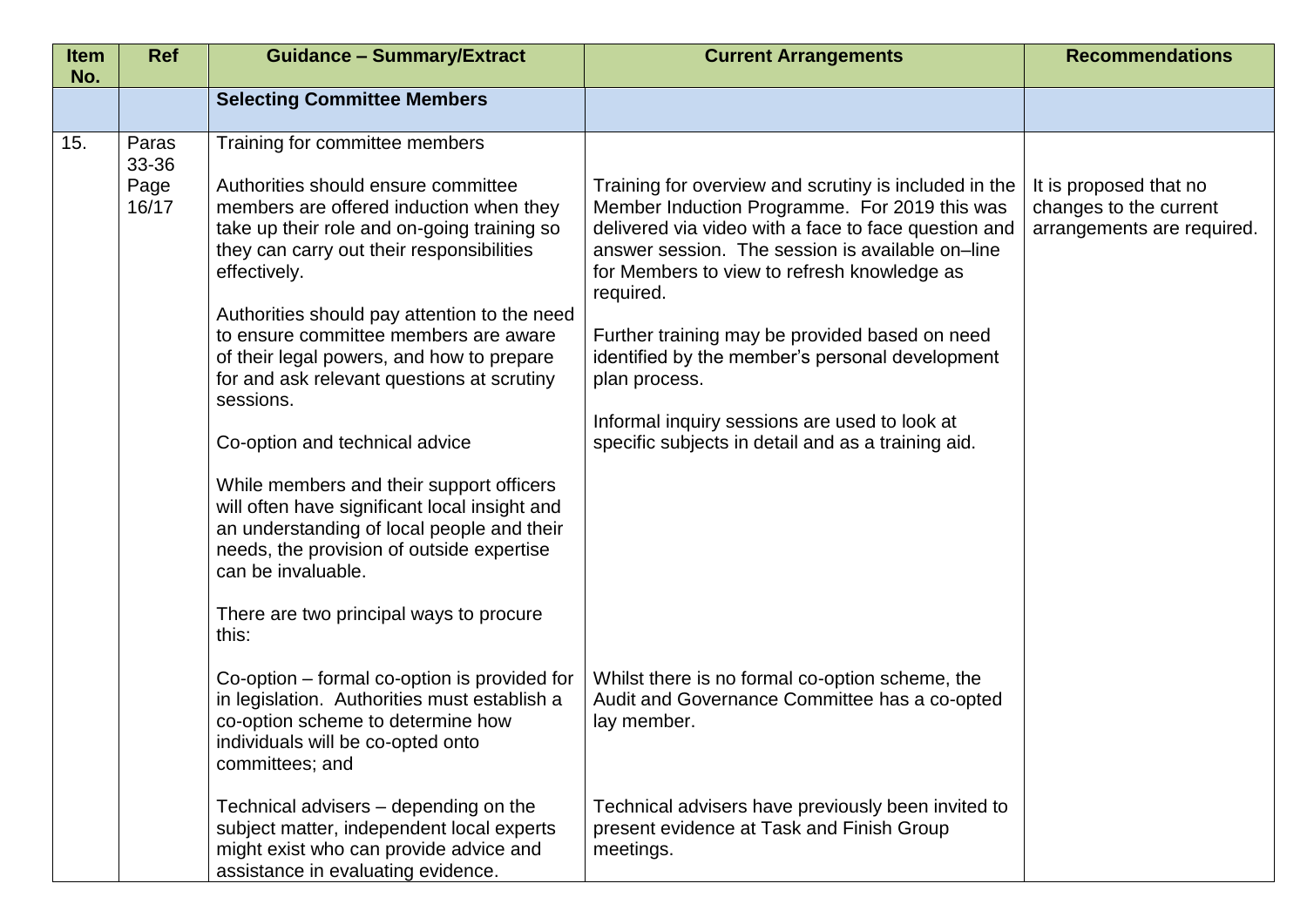| Item No. | Ref | Guidance – Summary/Extract | Current Arrangements | Recommendations |
|---|---|---|---|---|
| | | **Selecting Committee Members** | | |
| 15. | Paras 33-36<br>Page 16/17 | Training for committee members<br><br>Authorities should ensure committee members are offered induction when they take up their role and on-going training so they can carry out their responsibilities effectively.<br><br>Authorities should pay attention to the need to ensure committee members are aware of their legal powers, and how to prepare for and ask relevant questions at scrutiny sessions.<br><br>Co-option and technical advice<br><br>While members and their support officers will often have significant local insight and an understanding of local people and their needs, the provision of outside expertise can be invaluable.<br><br>There are two principal ways to procure this:<br><br>Co-option – formal co-option is provided for in legislation. Authorities must establish a co-option scheme to determine how individuals will be co-opted onto committees; and<br><br>Technical advisers – depending on the subject matter, independent local experts might exist who can provide advice and assistance in evaluating evidence. | Training for overview and scrutiny is included in the Member Induction Programme. For 2019 this was delivered via video with a face to face question and answer session. The session is available on–line for Members to view to refresh knowledge as required.<br><br>Further training may be provided based on need identified by the member's personal development plan process.<br><br>Informal inquiry sessions are used to look at specific subjects in detail and as a training aid.<br><br>Whilst there is no formal co-option scheme, the Audit and Governance Committee has a co-opted lay member.<br><br>Technical advisers have previously been invited to present evidence at Task and Finish Group meetings. | It is proposed that no changes to the current arrangements are required. |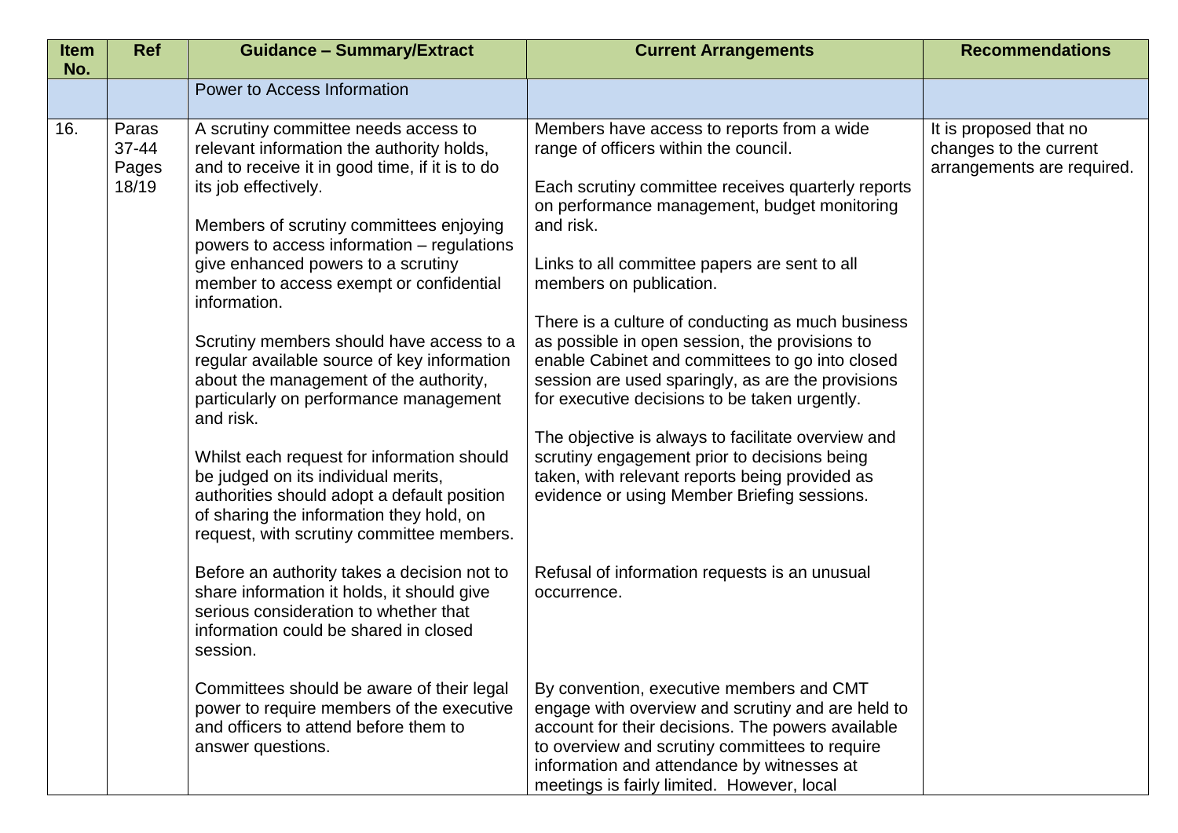| Item No. | Ref | Guidance – Summary/Extract | Current Arrangements | Recommendations |
|---|---|---|---|---|
| | | Power to Access Information | | |
| 16. | Paras 37-44 Pages 18/19 | A scrutiny committee needs access to relevant information the authority holds, and to receive it in good time, if it is to do its job effectively.<br><br>Members of scrutiny committees enjoying powers to access information – regulations give enhanced powers to a scrutiny member to access exempt or confidential information.<br><br>Scrutiny members should have access to a regular available source of key information about the management of the authority, particularly on performance management and risk.<br><br>Whilst each request for information should be judged on its individual merits, authorities should adopt a default position of sharing the information they hold, on request, with scrutiny committee members.<br><br>Before an authority takes a decision not to share information it holds, it should give serious consideration to whether that information could be shared in closed session.<br><br>Committees should be aware of their legal power to require members of the executive and officers to attend before them to answer questions. | Members have access to reports from a wide range of officers within the council.<br><br>Each scrutiny committee receives quarterly reports on performance management, budget monitoring and risk.<br><br>Links to all committee papers are sent to all members on publication.<br><br>There is a culture of conducting as much business as possible in open session, the provisions to enable Cabinet and committees to go into closed session are used sparingly, as are the provisions for executive decisions to be taken urgently.<br><br>The objective is always to facilitate overview and scrutiny engagement prior to decisions being taken, with relevant reports being provided as evidence or using Member Briefing sessions.<br><br>Refusal of information requests is an unusual occurrence.<br><br>By convention, executive members and CMT engage with overview and scrutiny and are held to account for their decisions. The powers available to overview and scrutiny committees to require information and attendance by witnesses at meetings is fairly limited. However, local | It is proposed that no changes to the current arrangements are required. |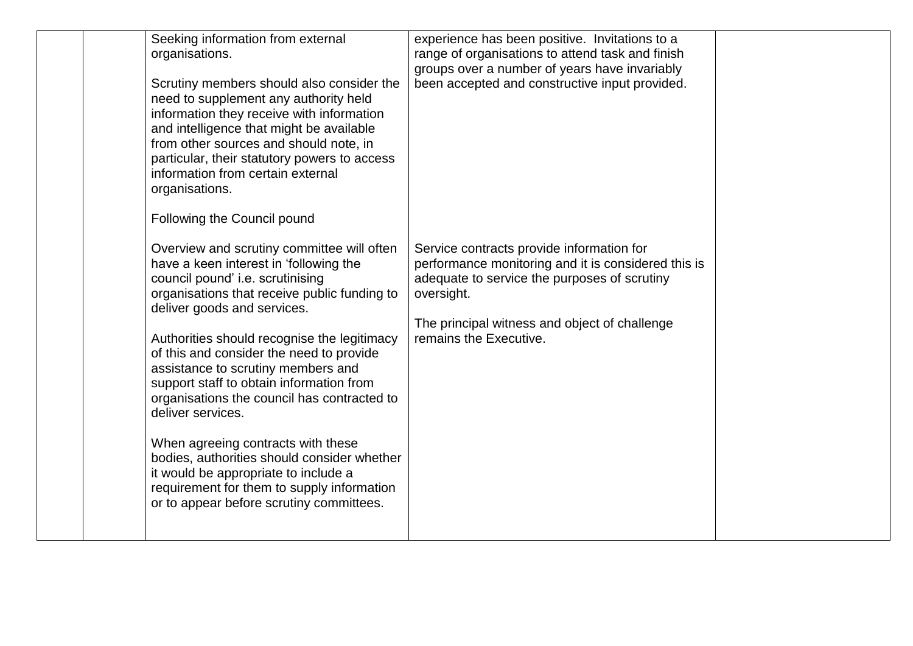|  |  |  |  |  |
|---|---|---|---|---|
|  |  | Seeking information from external organisations.<br><br>Scrutiny members should also consider the need to supplement any authority held information they receive with information and intelligence that might be available from other sources and should note, in particular, their statutory powers to access information from certain external organisations. | experience has been positive. Invitations to a range of organisations to attend task and finish groups over a number of years have invariably been accepted and constructive input provided. |  |
|  |  | Following the Council pound<br><br>Overview and scrutiny committee will often have a keen interest in 'following the council pound' i.e. scrutinising organisations that receive public funding to deliver goods and services.<br><br>Authorities should recognise the legitimacy of this and consider the need to provide assistance to scrutiny members and support staff to obtain information from organisations the council has contracted to deliver services.<br><br>When agreeing contracts with these bodies, authorities should consider whether it would be appropriate to include a requirement for them to supply information or to appear before scrutiny committees. | Service contracts provide information for performance monitoring and it is considered this is adequate to service the purposes of scrutiny oversight.<br><br>The principal witness and object of challenge remains the Executive. |  |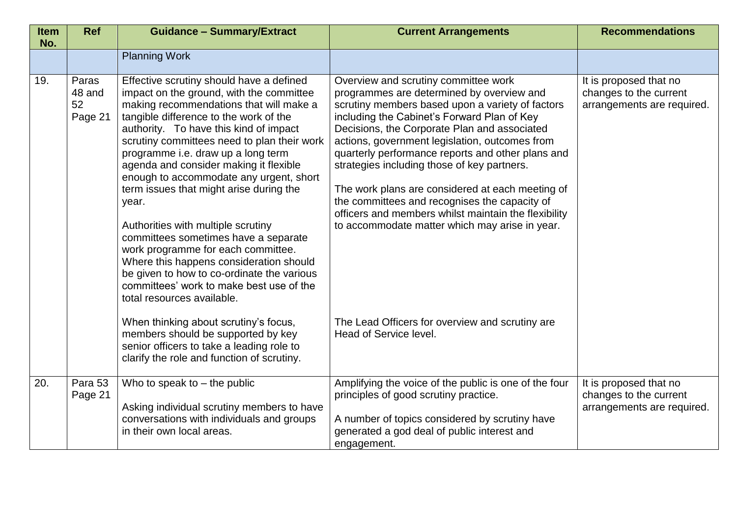| Item No. | Ref | Guidance – Summary/Extract | Current Arrangements | Recommendations |
|---|---|---|---|---|
| | | Planning Work | | |
| 19. | Paras 48 and 52 Page 21 | Effective scrutiny should have a defined impact on the ground, with the committee making recommendations that will make a tangible difference to the work of the authority. To have this kind of impact scrutiny committees need to plan their work programme i.e. draw up a long term agenda and consider making it flexible enough to accommodate any urgent, short term issues that might arise during the year.<br><br>Authorities with multiple scrutiny committees sometimes have a separate work programme for each committee. Where this happens consideration should be given to how to co-ordinate the various committees' work to make best use of the total resources available.<br><br>When thinking about scrutiny's focus, members should be supported by key senior officers to take a leading role to clarify the role and function of scrutiny. | Overview and scrutiny committee work programmes are determined by overview and scrutiny members based upon a variety of factors including the Cabinet's Forward Plan of Key Decisions, the Corporate Plan and associated actions, government legislation, outcomes from quarterly performance reports and other plans and strategies including those of key partners.<br><br>The work plans are considered at each meeting of the committees and recognises the capacity of officers and members whilst maintain the flexibility to accommodate matter which may arise in year.<br><br>The Lead Officers for overview and scrutiny are Head of Service level. | It is proposed that no changes to the current arrangements are required. |
| 20. | Para 53 Page 21 | Who to speak to – the public<br><br>Asking individual scrutiny members to have conversations with individuals and groups in their own local areas. | Amplifying the voice of the public is one of the four principles of good scrutiny practice.<br><br>A number of topics considered by scrutiny have generated a god deal of public interest and engagement. | It is proposed that no changes to the current arrangements are required. |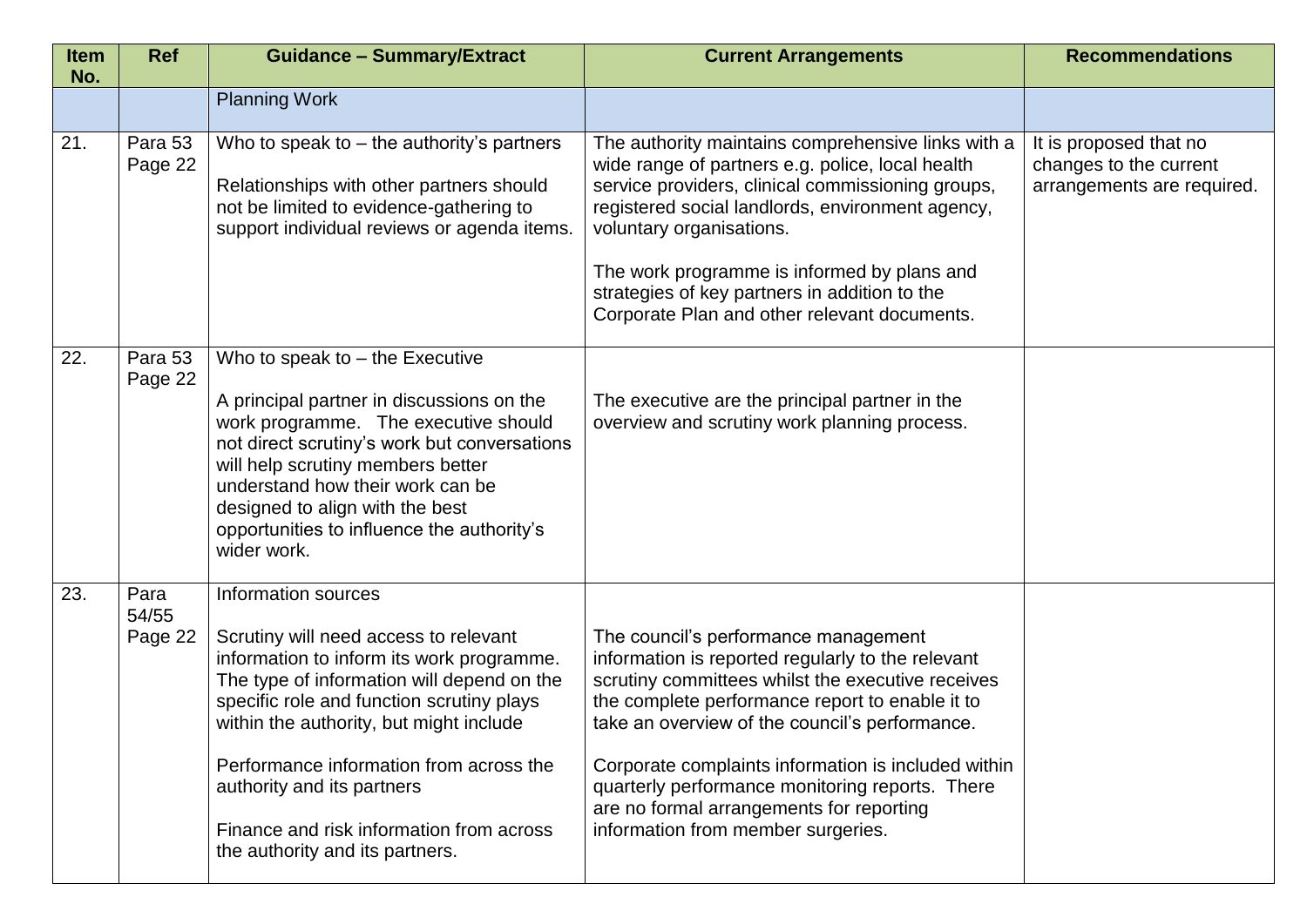| Item No. | Ref | Guidance – Summary/Extract | Current Arrangements | Recommendations |
|---|---|---|---|---|
| | | Planning Work | | |
| 21. | Para 53 Page 22 | Who to speak to – the authority's partners<br><br>Relationships with other partners should not be limited to evidence-gathering to support individual reviews or agenda items. | The authority maintains comprehensive links with a wide range of partners e.g. police, local health service providers, clinical commissioning groups, registered social landlords, environment agency, voluntary organisations.<br><br>The work programme is informed by plans and strategies of key partners in addition to the Corporate Plan and other relevant documents. | It is proposed that no changes to the current arrangements are required. |
| 22. | Para 53 Page 22 | Who to speak to – the Executive<br><br>A principal partner in discussions on the work programme. The executive should not direct scrutiny's work but conversations will help scrutiny members better understand how their work can be designed to align with the best opportunities to influence the authority's wider work. | The executive are the principal partner in the overview and scrutiny work planning process. | |
| 23. | Para 54/55 Page 22 | Information sources<br><br>Scrutiny will need access to relevant information to inform its work programme. The type of information will depend on the specific role and function scrutiny plays within the authority, but might include<br><br>Performance information from across the authority and its partners<br><br>Finance and risk information from across the authority and its partners. | The council's performance management information is reported regularly to the relevant scrutiny committees whilst the executive receives the complete performance report to enable it to take an overview of the council's performance.<br><br>Corporate complaints information is included within quarterly performance monitoring reports. There are no formal arrangements for reporting information from member surgeries. | |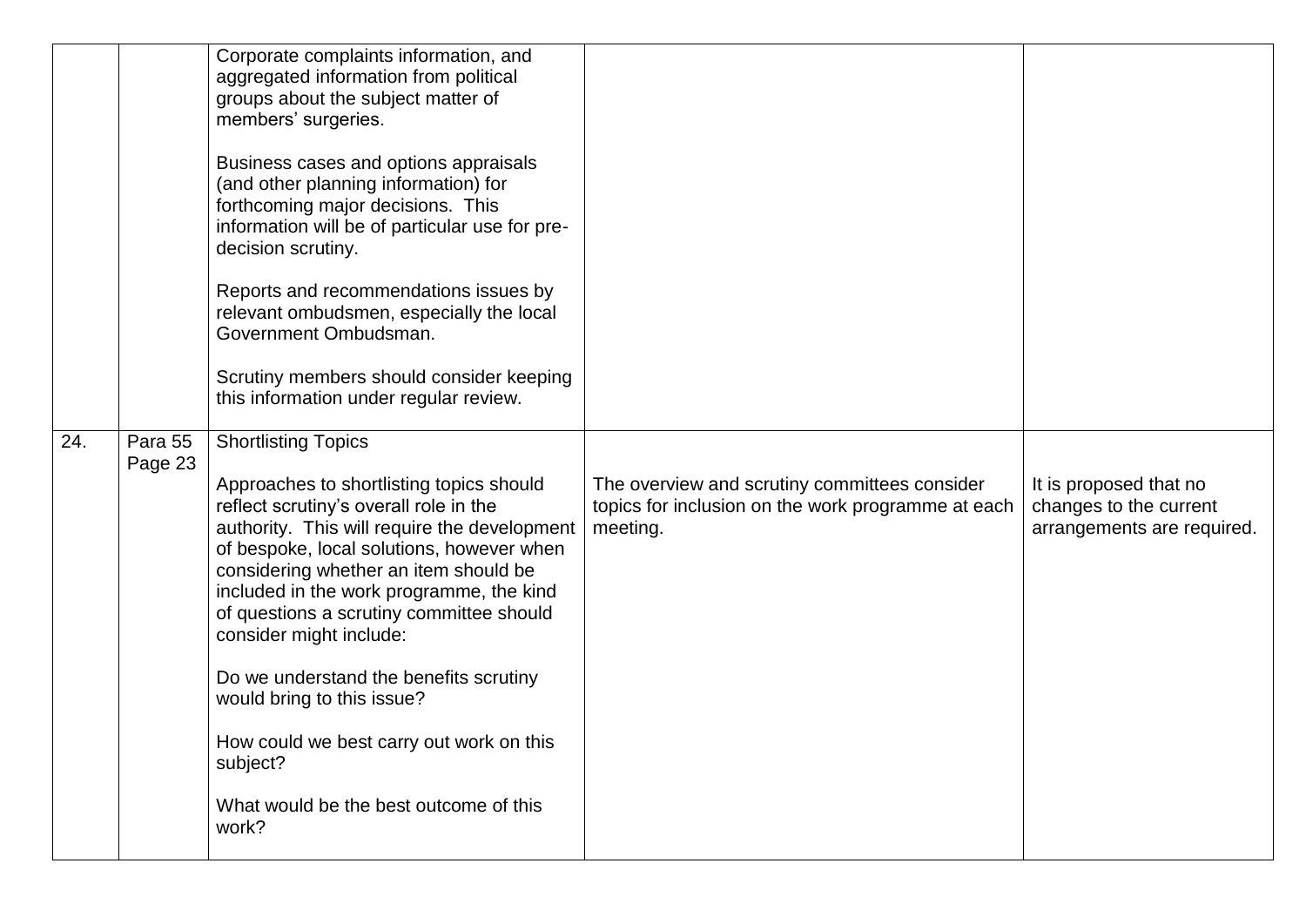| | | | | |
|---|---|---|---|---|
| | | Corporate complaints information, and aggregated information from political groups about the subject matter of members' surgeries.<br><br>Business cases and options appraisals (and other planning information) for forthcoming major decisions. This information will be of particular use for pre-decision scrutiny.<br><br>Reports and recommendations issues by relevant ombudsmen, especially the local Government Ombudsman.<br><br>Scrutiny members should consider keeping this information under regular review. | | |
| 24. | Para 55 Page 23 | Shortlisting Topics<br><br>Approaches to shortlisting topics should reflect scrutiny's overall role in the authority. This will require the development of bespoke, local solutions, however when considering whether an item should be included in the work programme, the kind of questions a scrutiny committee should consider might include:<br><br>Do we understand the benefits scrutiny would bring to this issue?<br><br>How could we best carry out work on this subject?<br><br>What would be the best outcome of this work? | The overview and scrutiny committees consider topics for inclusion on the work programme at each meeting. | It is proposed that no changes to the current arrangements are required. |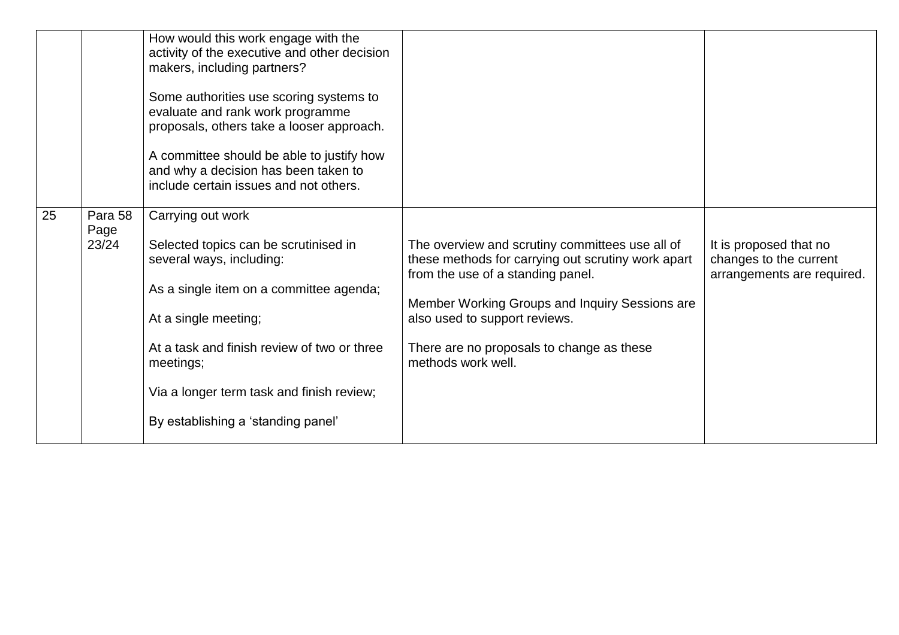| | | | | |
|---|---|---|---|---|
| | | How would this work engage with the activity of the executive and other decision makers, including partners?<br><br>Some authorities use scoring systems to evaluate and rank work programme proposals, others take a looser approach.<br><br>A committee should be able to justify how and why a decision has been taken to include certain issues and not others. | | |
| 25 | Para 58 Page 23/24 | Carrying out work<br><br>Selected topics can be scrutinised in several ways, including:<br><br>As a single item on a committee agenda;<br><br>At a single meeting;<br><br>At a task and finish review of two or three meetings;<br><br>Via a longer term task and finish review;<br><br>By establishing a 'standing panel' | The overview and scrutiny committees use all of these methods for carrying out scrutiny work apart from the use of a standing panel.<br><br>Member Working Groups and Inquiry Sessions are also used to support reviews.<br><br>There are no proposals to change as these methods work well. | It is proposed that no changes to the current arrangements are required. |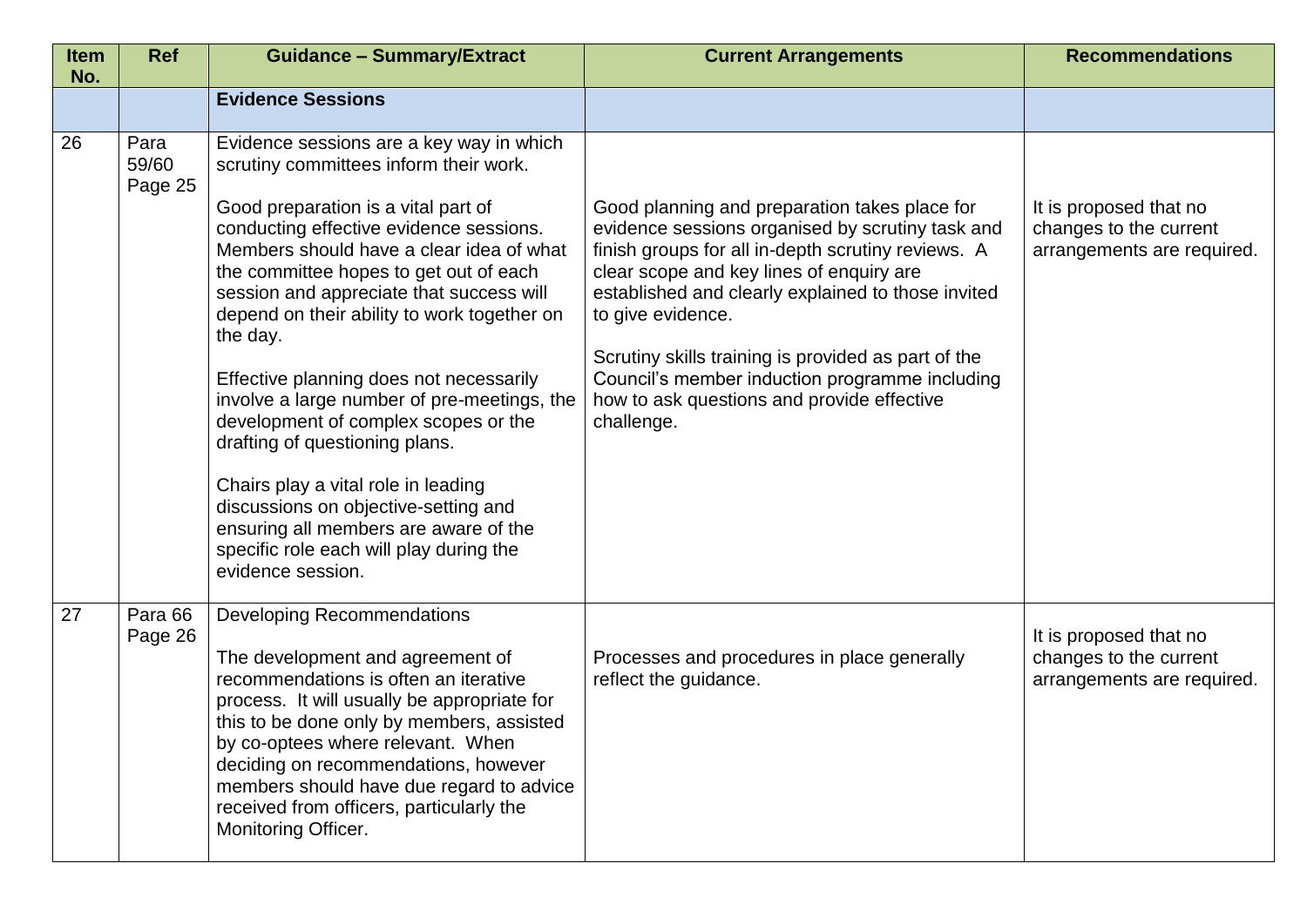| Item No. | Ref | Guidance – Summary/Extract | Current Arrangements | Recommendations |
|---|---|---|---|---|
| | | **Evidence Sessions** | | |
| 26 | Para 59/60 Page 25 | Evidence sessions are a key way in which scrutiny committees inform their work.<br><br>Good preparation is a vital part of conducting effective evidence sessions. Members should have a clear idea of what the committee hopes to get out of each session and appreciate that success will depend on their ability to work together on the day.<br><br>Effective planning does not necessarily involve a large number of pre-meetings, the development of complex scopes or the drafting of questioning plans.<br><br>Chairs play a vital role in leading discussions on objective-setting and ensuring all members are aware of the specific role each will play during the evidence session. | Good planning and preparation takes place for evidence sessions organised by scrutiny task and finish groups for all in-depth scrutiny reviews. A clear scope and key lines of enquiry are established and clearly explained to those invited to give evidence.<br><br>Scrutiny skills training is provided as part of the Council's member induction programme including how to ask questions and provide effective challenge. | It is proposed that no changes to the current arrangements are required. |
| 27 | Para 66 Page 26 | Developing Recommendations<br><br>The development and agreement of recommendations is often an iterative process. It will usually be appropriate for this to be done only by members, assisted by co-optees where relevant. When deciding on recommendations, however members should have due regard to advice received from officers, particularly the Monitoring Officer. | Processes and procedures in place generally reflect the guidance. | It is proposed that no changes to the current arrangements are required. |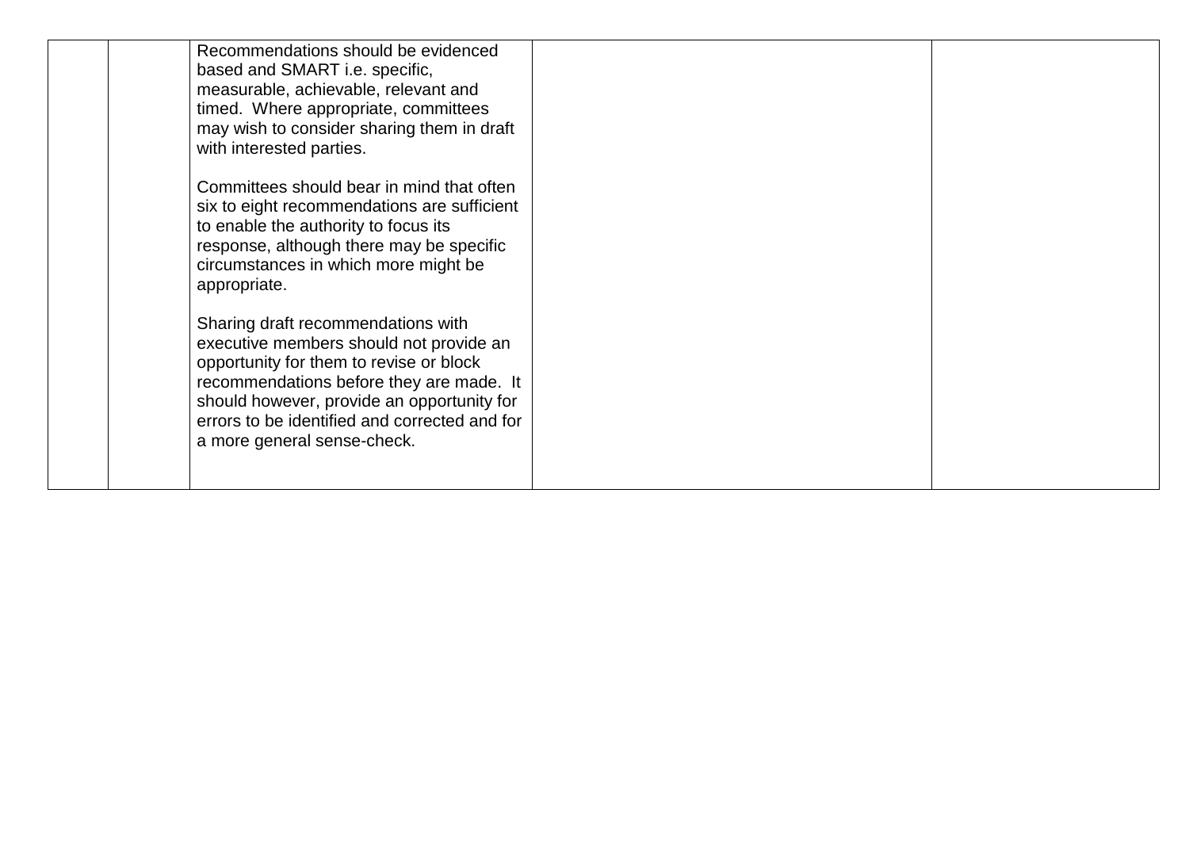| | | | | |
|---|---|---|---|---|
| | | Recommendations should be evidenced based and SMART i.e. specific, measurable, achievable, relevant and timed. Where appropriate, committees may wish to consider sharing them in draft with interested parties.<br><br>Committees should bear in mind that often six to eight recommendations are sufficient to enable the authority to focus its response, although there may be specific circumstances in which more might be appropriate.<br><br>Sharing draft recommendations with executive members should not provide an opportunity for them to revise or block recommendations before they are made. It should however, provide an opportunity for errors to be identified and corrected and for a more general sense-check. | | |